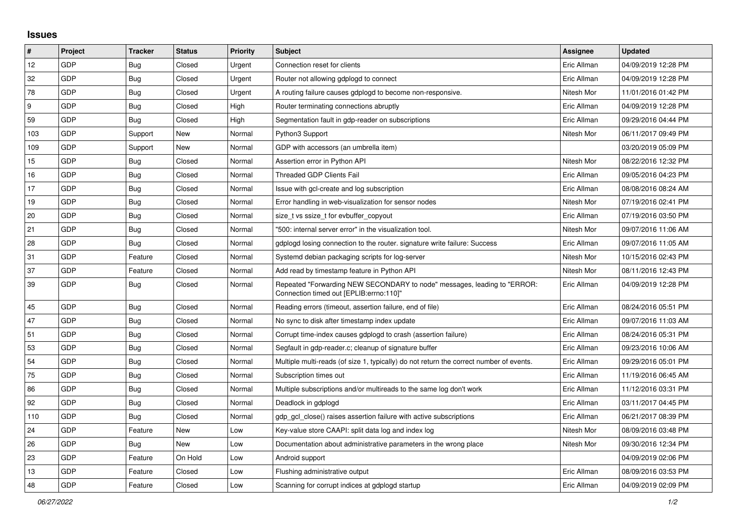## Issues

| # | Project | Tracker | Status | Priority | Subject | Assignee | Updated |
|---|---|---|---|---|---|---|---|
| 12 | GDP | Bug | Closed | Urgent | Connection reset for clients | Eric Allman | 04/09/2019 12:28 PM |
| 32 | GDP | Bug | Closed | Urgent | Router not allowing gdplogd to connect | Eric Allman | 04/09/2019 12:28 PM |
| 78 | GDP | Bug | Closed | Urgent | A routing failure causes gdplogd to become non-responsive. | Nitesh Mor | 11/01/2016 01:42 PM |
| 9 | GDP | Bug | Closed | High | Router terminating connections abruptly | Eric Allman | 04/09/2019 12:28 PM |
| 59 | GDP | Bug | Closed | High | Segmentation fault in gdp-reader on subscriptions | Eric Allman | 09/29/2016 04:44 PM |
| 103 | GDP | Support | New | Normal | Python3 Support | Nitesh Mor | 06/11/2017 09:49 PM |
| 109 | GDP | Support | New | Normal | GDP with accessors (an umbrella item) | | 03/20/2019 05:09 PM |
| 15 | GDP | Bug | Closed | Normal | Assertion error in Python API | Nitesh Mor | 08/22/2016 12:32 PM |
| 16 | GDP | Bug | Closed | Normal | Threaded GDP Clients Fail | Eric Allman | 09/05/2016 04:23 PM |
| 17 | GDP | Bug | Closed | Normal | Issue with gcl-create and log subscription | Eric Allman | 08/08/2016 08:24 AM |
| 19 | GDP | Bug | Closed | Normal | Error handling in web-visualization for sensor nodes | Nitesh Mor | 07/19/2016 02:41 PM |
| 20 | GDP | Bug | Closed | Normal | size_t vs ssize_t for evbuffer_copyout | Eric Allman | 07/19/2016 03:50 PM |
| 21 | GDP | Bug | Closed | Normal | "500: internal server error" in the visualization tool. | Nitesh Mor | 09/07/2016 11:06 AM |
| 28 | GDP | Bug | Closed | Normal | gdplogd losing connection to the router. signature write failure: Success | Eric Allman | 09/07/2016 11:05 AM |
| 31 | GDP | Feature | Closed | Normal | Systemd debian packaging scripts for log-server | Nitesh Mor | 10/15/2016 02:43 PM |
| 37 | GDP | Feature | Closed | Normal | Add read by timestamp feature in Python API | Nitesh Mor | 08/11/2016 12:43 PM |
| 39 | GDP | Bug | Closed | Normal | Repeated "Forwarding NEW SECONDARY to node" messages, leading to "ERROR: Connection timed out [EPLIB:errno:110]" | Eric Allman | 04/09/2019 12:28 PM |
| 45 | GDP | Bug | Closed | Normal | Reading errors (timeout, assertion failure, end of file) | Eric Allman | 08/24/2016 05:51 PM |
| 47 | GDP | Bug | Closed | Normal | No sync to disk after timestamp index update | Eric Allman | 09/07/2016 11:03 AM |
| 51 | GDP | Bug | Closed | Normal | Corrupt time-index causes gdplogd to crash (assertion failure) | Eric Allman | 08/24/2016 05:31 PM |
| 53 | GDP | Bug | Closed | Normal | Segfault in gdp-reader.c; cleanup of signature buffer | Eric Allman | 09/23/2016 10:06 AM |
| 54 | GDP | Bug | Closed | Normal | Multiple multi-reads (of size 1, typically) do not return the correct number of events. | Eric Allman | 09/29/2016 05:01 PM |
| 75 | GDP | Bug | Closed | Normal | Subscription times out | Eric Allman | 11/19/2016 06:45 AM |
| 86 | GDP | Bug | Closed | Normal | Multiple subscriptions and/or multireads to the same log don't work | Eric Allman | 11/12/2016 03:31 PM |
| 92 | GDP | Bug | Closed | Normal | Deadlock in gdplogd | Eric Allman | 03/11/2017 04:45 PM |
| 110 | GDP | Bug | Closed | Normal | gdp_gcl_close() raises assertion failure with active subscriptions | Eric Allman | 06/21/2017 08:39 PM |
| 24 | GDP | Feature | New | Low | Key-value store CAAPI: split data log and index log | Nitesh Mor | 08/09/2016 03:48 PM |
| 26 | GDP | Bug | New | Low | Documentation about administrative parameters in the wrong place | Nitesh Mor | 09/30/2016 12:34 PM |
| 23 | GDP | Feature | On Hold | Low | Android support | | 04/09/2019 02:06 PM |
| 13 | GDP | Feature | Closed | Low | Flushing administrative output | Eric Allman | 08/09/2016 03:53 PM |
| 48 | GDP | Feature | Closed | Low | Scanning for corrupt indices at gdplogd startup | Eric Allman | 04/09/2019 02:09 PM |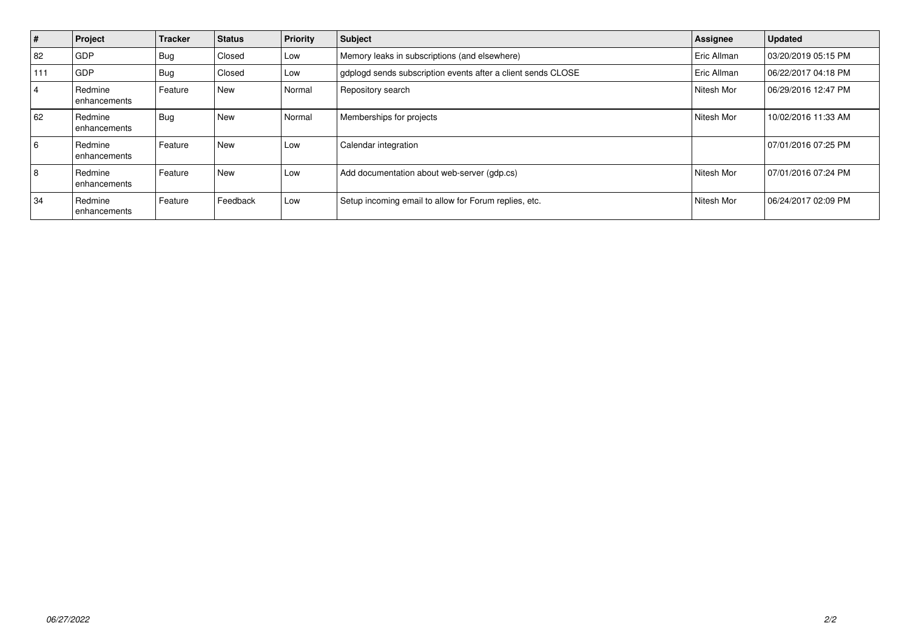| # | Project | Tracker | Status | Priority | Subject | Assignee | Updated |
| --- | --- | --- | --- | --- | --- | --- | --- |
| 82 | GDP | Bug | Closed | Low | Memory leaks in subscriptions (and elsewhere) | Eric Allman | 03/20/2019 05:15 PM |
| 111 | GDP | Bug | Closed | Low | gdplogd sends subscription events after a client sends CLOSE | Eric Allman | 06/22/2017 04:18 PM |
| 4 | Redmine enhancements | Feature | New | Normal | Repository search | Nitesh Mor | 06/29/2016 12:47 PM |
| 62 | Redmine enhancements | Bug | New | Normal | Memberships for projects | Nitesh Mor | 10/02/2016 11:33 AM |
| 6 | Redmine enhancements | Feature | New | Low | Calendar integration | | 07/01/2016 07:25 PM |
| 8 | Redmine enhancements | Feature | New | Low | Add documentation about web-server (gdp.cs) | Nitesh Mor | 07/01/2016 07:24 PM |
| 34 | Redmine enhancements | Feature | Feedback | Low | Setup incoming email to allow for Forum replies, etc. | Nitesh Mor | 06/24/2017 02:09 PM |